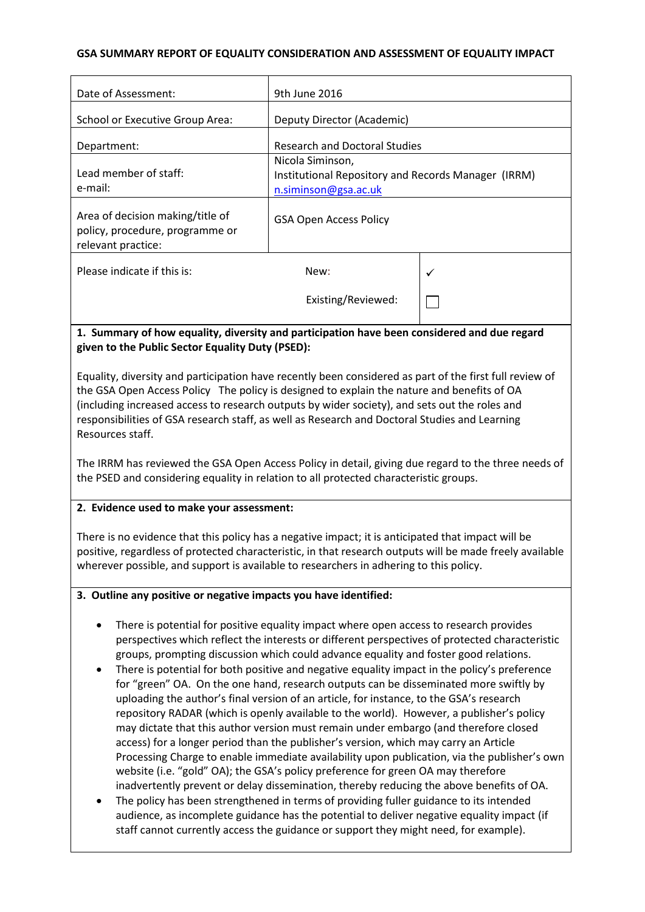**GSA SUMMARY REPORT OF EQUALITY CONSIDERATION AND ASSESSMENT OF EQUALITY IMPACT**

| | | |
|---|---|---|
| Date of Assessment: | 9th June 2016 | |
| School or Executive Group Area: | Deputy Director (Academic) | |
| Department: | Research and Doctoral Studies | |
| Lead member of staff:<br>e-mail: | Nicola Siminson,<br>Institutional Repository and Records Manager (IRRM)<br>n.siminson@gsa.ac.uk | |
| Area of decision making/title of policy, procedure, programme or relevant practice: | GSA Open Access Policy | |
| Please indicate if this is: | New: | ✓ |
| | Existing/Reviewed: | ☐ |

**1. Summary of how equality, diversity and participation have been considered and due regard given to the Public Sector Equality Duty (PSED):**

Equality, diversity and participation have recently been considered as part of the first full review of the GSA Open Access Policy The policy is designed to explain the nature and benefits of OA (including increased access to research outputs by wider society), and sets out the roles and responsibilities of GSA research staff, as well as Research and Doctoral Studies and Learning Resources staff.

The IRRM has reviewed the GSA Open Access Policy in detail, giving due regard to the three needs of the PSED and considering equality in relation to all protected characteristic groups.

**2. Evidence used to make your assessment:**

There is no evidence that this policy has a negative impact; it is anticipated that impact will be positive, regardless of protected characteristic, in that research outputs will be made freely available wherever possible, and support is available to researchers in adhering to this policy.

**3. Outline any positive or negative impacts you have identified:**

- There is potential for positive equality impact where open access to research provides perspectives which reflect the interests or different perspectives of protected characteristic groups, prompting discussion which could advance equality and foster good relations.
- There is potential for both positive and negative equality impact in the policy's preference for "green" OA. On the one hand, research outputs can be disseminated more swiftly by uploading the author's final version of an article, for instance, to the GSA's research repository RADAR (which is openly available to the world). However, a publisher's policy may dictate that this author version must remain under embargo (and therefore closed access) for a longer period than the publisher's version, which may carry an Article Processing Charge to enable immediate availability upon publication, via the publisher's own website (i.e. "gold" OA); the GSA's policy preference for green OA may therefore inadvertently prevent or delay dissemination, thereby reducing the above benefits of OA.
- The policy has been strengthened in terms of providing fuller guidance to its intended audience, as incomplete guidance has the potential to deliver negative equality impact (if staff cannot currently access the guidance or support they might need, for example).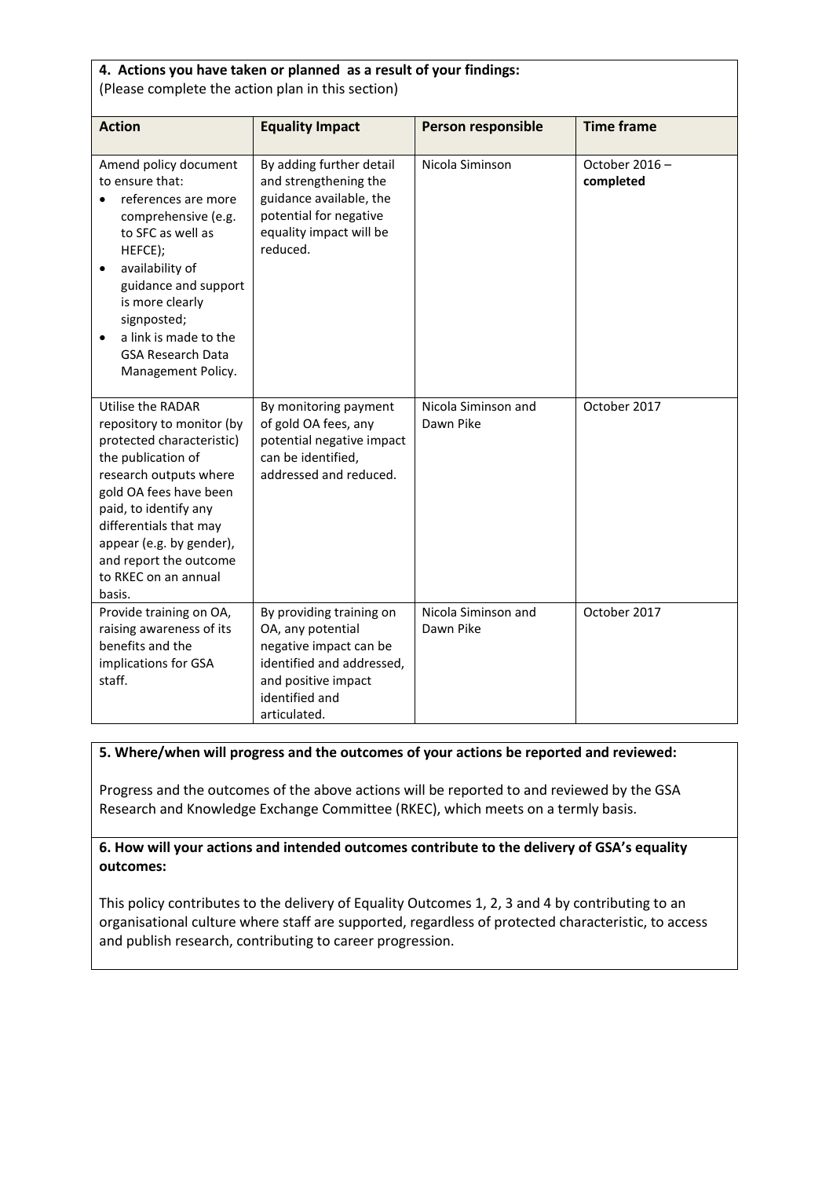**4. Actions you have taken or planned as a result of your findings:**
(Please complete the action plan in this section)

| Action | Equality Impact | Person responsible | Time frame |
|---|---|---|---|
| Amend policy document to ensure that:<br>• references are more comprehensive (e.g. to SFC as well as HEFCE);<br>• availability of guidance and support is more clearly signposted;<br>• a link is made to the GSA Research Data Management Policy. | By adding further detail and strengthening the guidance available, the potential for negative equality impact will be reduced. | Nicola Siminson | October 2016 – **completed** |
| Utilise the RADAR repository to monitor (by protected characteristic) the publication of research outputs where gold OA fees have been paid, to identify any differentials that may appear (e.g. by gender), and report the outcome to RKEC on an annual basis. | By monitoring payment of gold OA fees, any potential negative impact can be identified, addressed and reduced. | Nicola Siminson and Dawn Pike | October 2017 |
| Provide training on OA, raising awareness of its benefits and the implications for GSA staff. | By providing training on OA, any potential negative impact can be identified and addressed, and positive impact identified and articulated. | Nicola Siminson and Dawn Pike | October 2017 |

**5. Where/when will progress and the outcomes of your actions be reported and reviewed:**

Progress and the outcomes of the above actions will be reported to and reviewed by the GSA Research and Knowledge Exchange Committee (RKEC), which meets on a termly basis.

**6. How will your actions and intended outcomes contribute to the delivery of GSA's equality outcomes:**

This policy contributes to the delivery of Equality Outcomes 1, 2, 3 and 4 by contributing to an organisational culture where staff are supported, regardless of protected characteristic, to access and publish research, contributing to career progression.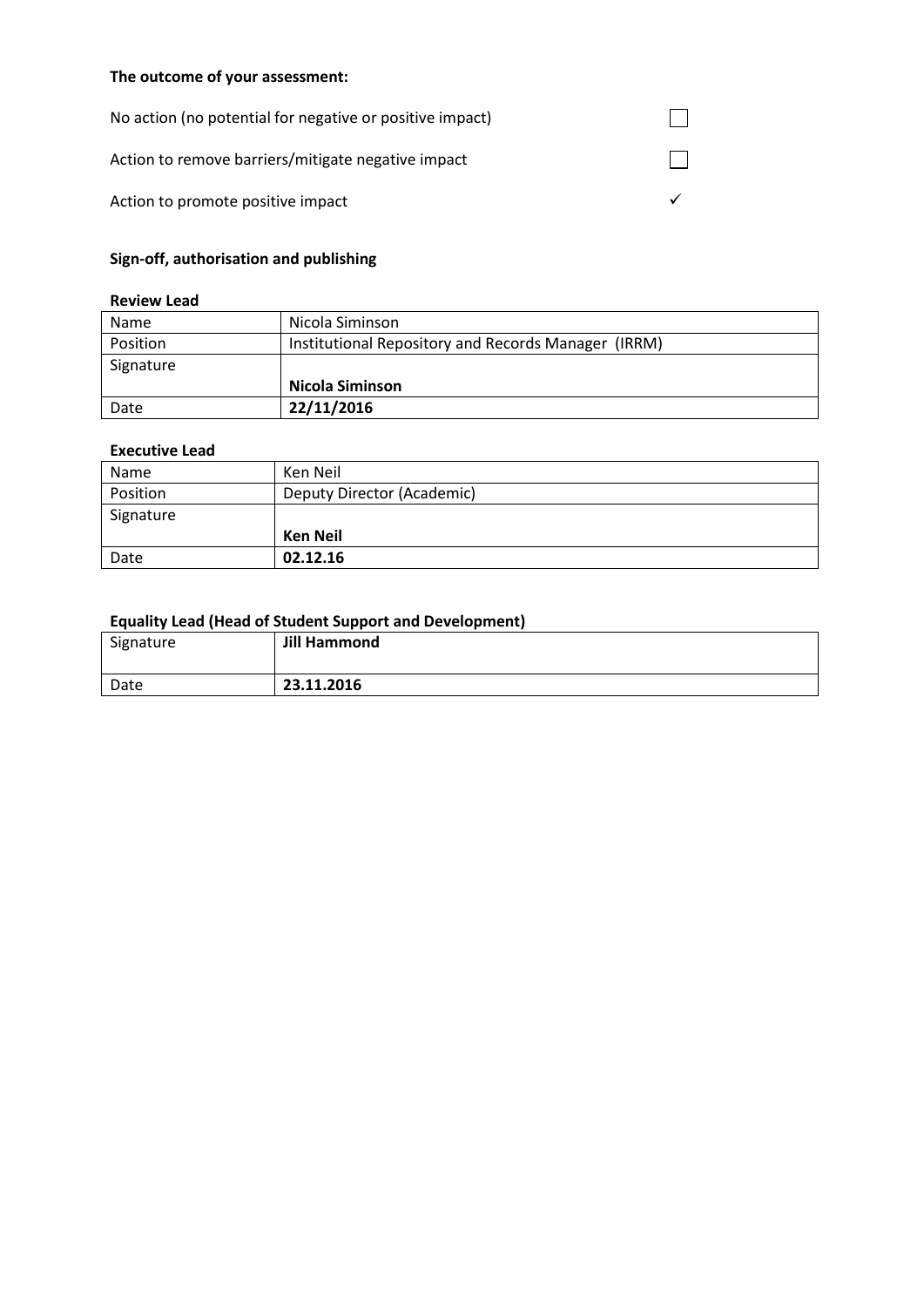**The outcome of your assessment:**

No action (no potential for negative or positive impact) ☐

Action to remove barriers/mitigate negative impact ☐

Action to promote positive impact ✓

**Sign-off, authorisation and publishing**

**Review Lead**

| | |
|---|---|
| Name | Nicola Siminson |
| Position | Institutional Repository and Records Manager (IRRM) |
| Signature | **Nicola Siminson** |
| Date | **22/11/2016** |

**Executive Lead**

| | |
|---|---|
| Name | Ken Neil |
| Position | Deputy Director (Academic) |
| Signature | **Ken Neil** |
| Date | **02.12.16** |

**Equality Lead (Head of Student Support and Development)**

| | |
|---|---|
| Signature | **Jill Hammond** |
| Date | **23.11.2016** |